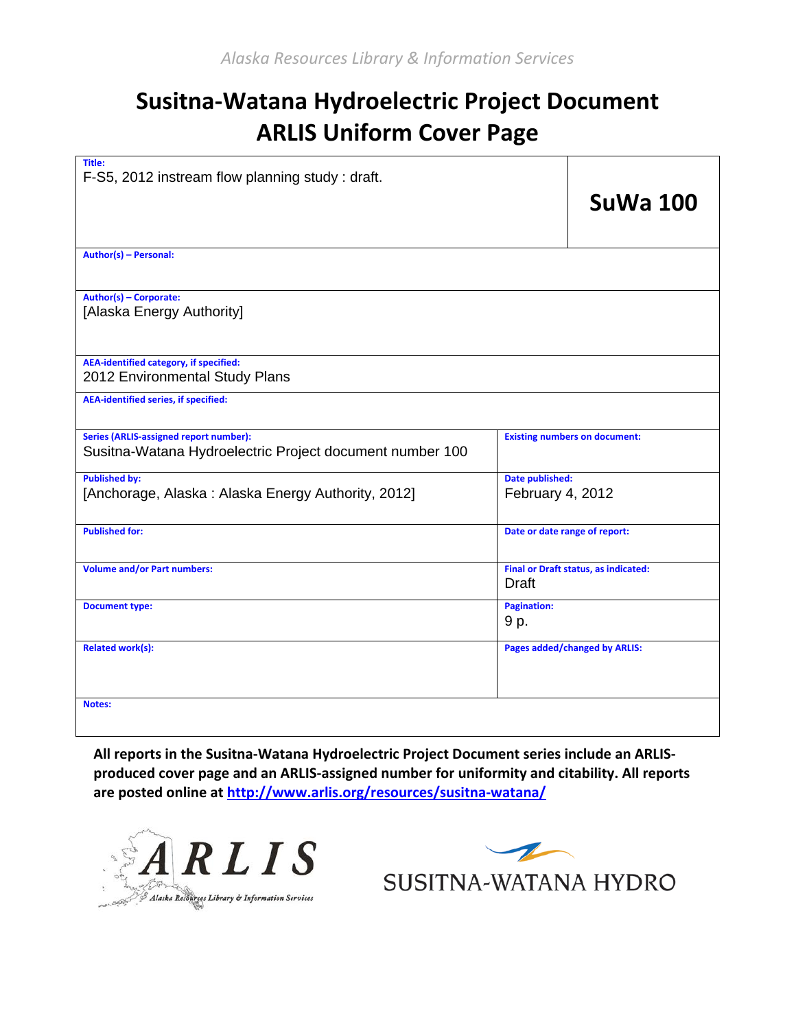Alaska Resources Library & Information Services

# Susitna-Watana Hydroelectric Project Document
# ARLIS Uniform Cover Page

| **Title:** F-S5, 2012 instream flow planning study : draft. | **SuWa 100** |
|---|---|
| **Author(s) – Personal:** | |
| **Author(s) – Corporate:** [Alaska Energy Authority] | |
| **AEA-identified category, if specified:** 2012 Environmental Study Plans | |
| **AEA-identified series, if specified:** | |
| **Series (ARLIS-assigned report number):** Susitna-Watana Hydroelectric Project document number 100 | **Existing numbers on document:** |
| **Published by:** [Anchorage, Alaska : Alaska Energy Authority, 2012] | **Date published:** February 4, 2012 |
| **Published for:** | **Date or date range of report:** |
| **Volume and/or Part numbers:** | **Final or Draft status, as indicated:** Draft |
| **Document type:** | **Pagination:** 9 p. |
| **Related work(s):** | **Pages added/changed by ARLIS:** |
| **Notes:** | |

**All reports in the Susitna-Watana Hydroelectric Project Document series include an ARLIS-produced cover page and an ARLIS-assigned number for uniformity and citability. All reports are posted online at http://www.arlis.org/resources/susitna-watana/**

ARLIS — Alaska Resources Library & Information Services

SUSITNA-WATANA HYDRO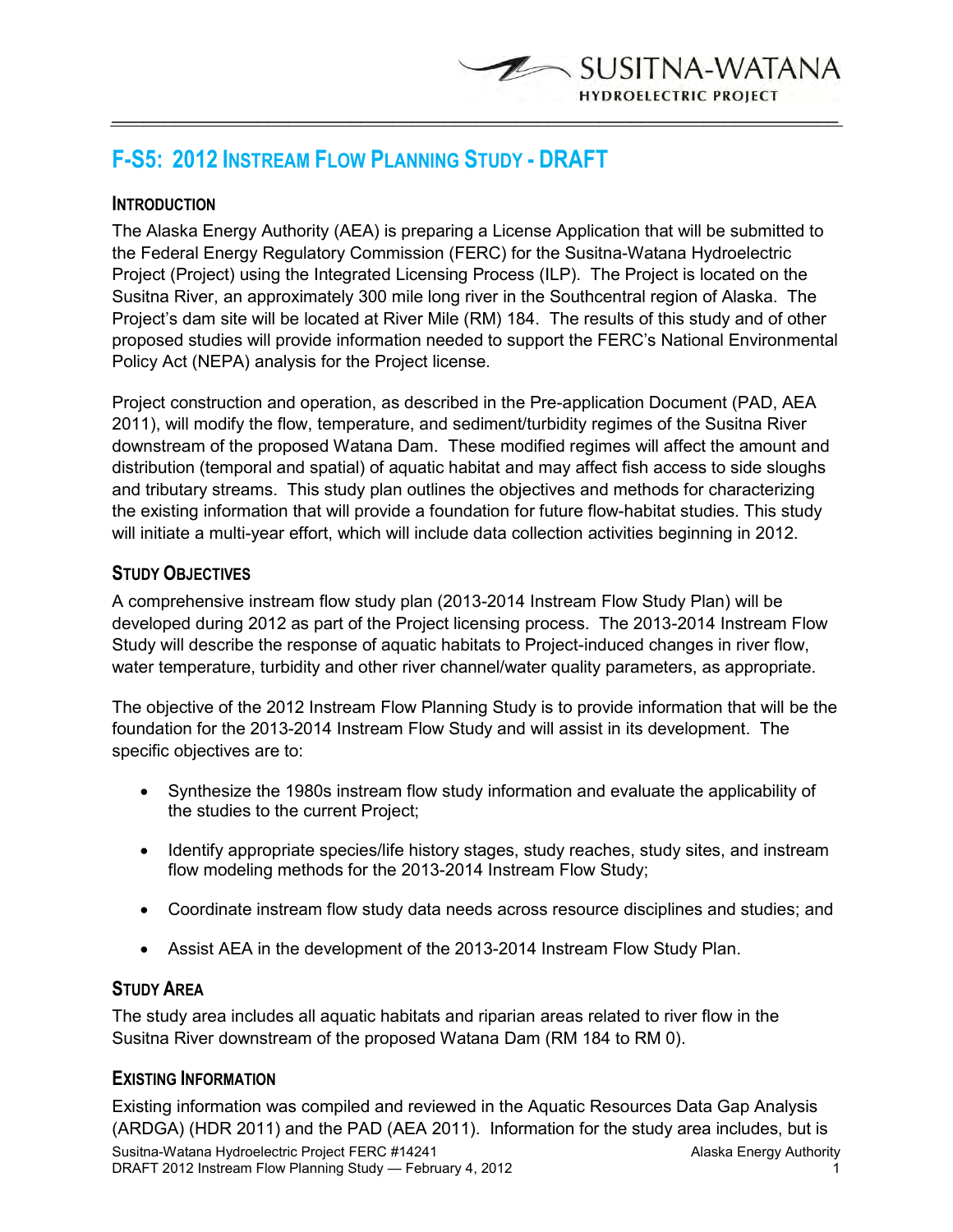# F-S5: 2012 Instream Flow Planning Study - DRAFT

## Introduction

The Alaska Energy Authority (AEA) is preparing a License Application that will be submitted to the Federal Energy Regulatory Commission (FERC) for the Susitna-Watana Hydroelectric Project (Project) using the Integrated Licensing Process (ILP). The Project is located on the Susitna River, an approximately 300 mile long river in the Southcentral region of Alaska. The Project's dam site will be located at River Mile (RM) 184. The results of this study and of other proposed studies will provide information needed to support the FERC's National Environmental Policy Act (NEPA) analysis for the Project license.

Project construction and operation, as described in the Pre-application Document (PAD, AEA 2011), will modify the flow, temperature, and sediment/turbidity regimes of the Susitna River downstream of the proposed Watana Dam. These modified regimes will affect the amount and distribution (temporal and spatial) of aquatic habitat and may affect fish access to side sloughs and tributary streams. This study plan outlines the objectives and methods for characterizing the existing information that will provide a foundation for future flow-habitat studies. This study will initiate a multi-year effort, which will include data collection activities beginning in 2012.

## Study Objectives

A comprehensive instream flow study plan (2013-2014 Instream Flow Study Plan) will be developed during 2012 as part of the Project licensing process. The 2013-2014 Instream Flow Study will describe the response of aquatic habitats to Project-induced changes in river flow, water temperature, turbidity and other river channel/water quality parameters, as appropriate.

The objective of the 2012 Instream Flow Planning Study is to provide information that will be the foundation for the 2013-2014 Instream Flow Study and will assist in its development. The specific objectives are to:

- Synthesize the 1980s instream flow study information and evaluate the applicability of the studies to the current Project;
- Identify appropriate species/life history stages, study reaches, study sites, and instream flow modeling methods for the 2013-2014 Instream Flow Study;
- Coordinate instream flow study data needs across resource disciplines and studies; and
- Assist AEA in the development of the 2013-2014 Instream Flow Study Plan.

## Study Area

The study area includes all aquatic habitats and riparian areas related to river flow in the Susitna River downstream of the proposed Watana Dam (RM 184 to RM 0).

## Existing Information

Existing information was compiled and reviewed in the Aquatic Resources Data Gap Analysis (ARDGA) (HDR 2011) and the PAD (AEA 2011). Information for the study area includes, but is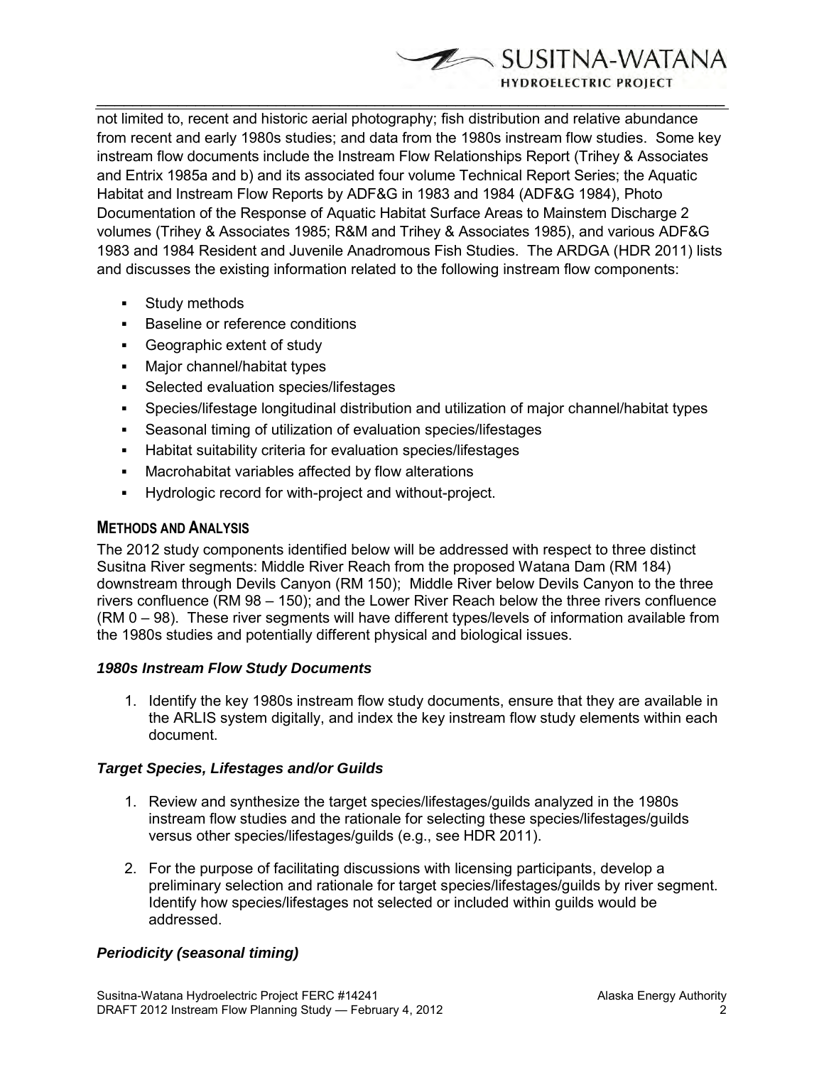not limited to, recent and historic aerial photography; fish distribution and relative abundance from recent and early 1980s studies; and data from the 1980s instream flow studies. Some key instream flow documents include the Instream Flow Relationships Report (Trihey & Associates and Entrix 1985a and b) and its associated four volume Technical Report Series; the Aquatic Habitat and Instream Flow Reports by ADF&G in 1983 and 1984 (ADF&G 1984), Photo Documentation of the Response of Aquatic Habitat Surface Areas to Mainstem Discharge 2 volumes (Trihey & Associates 1985; R&M and Trihey & Associates 1985), and various ADF&G 1983 and 1984 Resident and Juvenile Anadromous Fish Studies. The ARDGA (HDR 2011) lists and discusses the existing information related to the following instream flow components:

- Study methods
- Baseline or reference conditions
- Geographic extent of study
- Major channel/habitat types
- Selected evaluation species/lifestages
- Species/lifestage longitudinal distribution and utilization of major channel/habitat types
- Seasonal timing of utilization of evaluation species/lifestages
- Habitat suitability criteria for evaluation species/lifestages
- Macrohabitat variables affected by flow alterations
- Hydrologic record for with-project and without-project.

## METHODS AND ANALYSIS

The 2012 study components identified below will be addressed with respect to three distinct Susitna River segments: Middle River Reach from the proposed Watana Dam (RM 184) downstream through Devils Canyon (RM 150); Middle River below Devils Canyon to the three rivers confluence (RM 98 – 150); and the Lower River Reach below the three rivers confluence (RM 0 – 98). These river segments will have different types/levels of information available from the 1980s studies and potentially different physical and biological issues.

### *1980s Instream Flow Study Documents*

1. Identify the key 1980s instream flow study documents, ensure that they are available in the ARLIS system digitally, and index the key instream flow study elements within each document.

### *Target Species, Lifestages and/or Guilds*

1. Review and synthesize the target species/lifestages/guilds analyzed in the 1980s instream flow studies and the rationale for selecting these species/lifestages/guilds versus other species/lifestages/guilds (e.g., see HDR 2011).

2. For the purpose of facilitating discussions with licensing participants, develop a preliminary selection and rationale for target species/lifestages/guilds by river segment. Identify how species/lifestages not selected or included within guilds would be addressed.

### *Periodicity (seasonal timing)*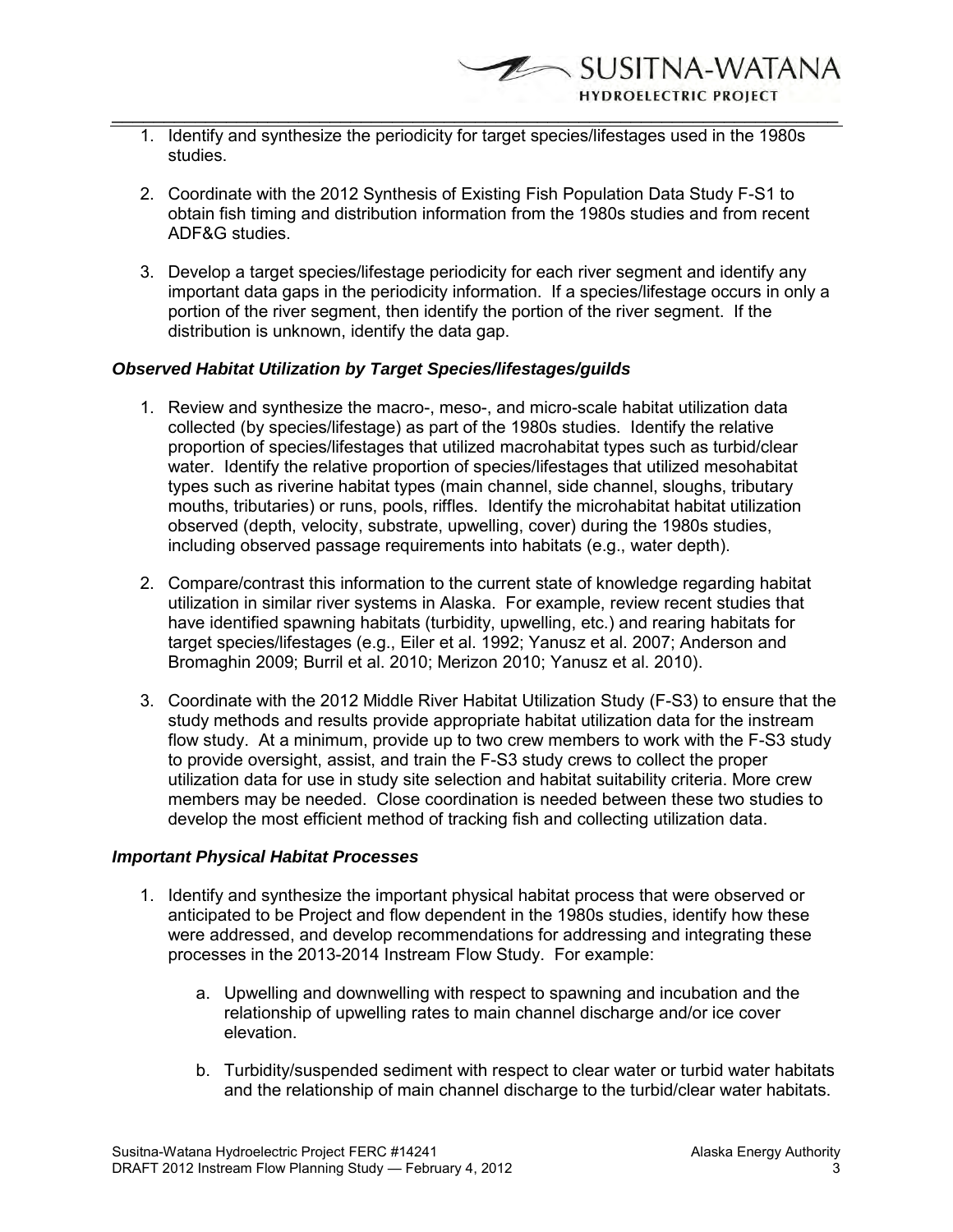1. Identify and synthesize the periodicity for target species/lifestages used in the 1980s studies.

2. Coordinate with the 2012 Synthesis of Existing Fish Population Data Study F-S1 to obtain fish timing and distribution information from the 1980s studies and from recent ADF&G studies.

3. Develop a target species/lifestage periodicity for each river segment and identify any important data gaps in the periodicity information. If a species/lifestage occurs in only a portion of the river segment, then identify the portion of the river segment. If the distribution is unknown, identify the data gap.

***Observed Habitat Utilization by Target Species/lifestages/guilds***

1. Review and synthesize the macro-, meso-, and micro-scale habitat utilization data collected (by species/lifestage) as part of the 1980s studies. Identify the relative proportion of species/lifestages that utilized macrohabitat types such as turbid/clear water. Identify the relative proportion of species/lifestages that utilized mesohabitat types such as riverine habitat types (main channel, side channel, sloughs, tributary mouths, tributaries) or runs, pools, riffles. Identify the microhabitat habitat utilization observed (depth, velocity, substrate, upwelling, cover) during the 1980s studies, including observed passage requirements into habitats (e.g., water depth).

2. Compare/contrast this information to the current state of knowledge regarding habitat utilization in similar river systems in Alaska. For example, review recent studies that have identified spawning habitats (turbidity, upwelling, etc.) and rearing habitats for target species/lifestages (e.g., Eiler et al. 1992; Yanusz et al. 2007; Anderson and Bromaghin 2009; Burril et al. 2010; Merizon 2010; Yanusz et al. 2010).

3. Coordinate with the 2012 Middle River Habitat Utilization Study (F-S3) to ensure that the study methods and results provide appropriate habitat utilization data for the instream flow study. At a minimum, provide up to two crew members to work with the F-S3 study to provide oversight, assist, and train the F-S3 study crews to collect the proper utilization data for use in study site selection and habitat suitability criteria. More crew members may be needed. Close coordination is needed between these two studies to develop the most efficient method of tracking fish and collecting utilization data.

***Important Physical Habitat Processes***

1. Identify and synthesize the important physical habitat process that were observed or anticipated to be Project and flow dependent in the 1980s studies, identify how these were addressed, and develop recommendations for addressing and integrating these processes in the 2013-2014 Instream Flow Study. For example:

    a. Upwelling and downwelling with respect to spawning and incubation and the relationship of upwelling rates to main channel discharge and/or ice cover elevation.

    b. Turbidity/suspended sediment with respect to clear water or turbid water habitats and the relationship of main channel discharge to the turbid/clear water habitats.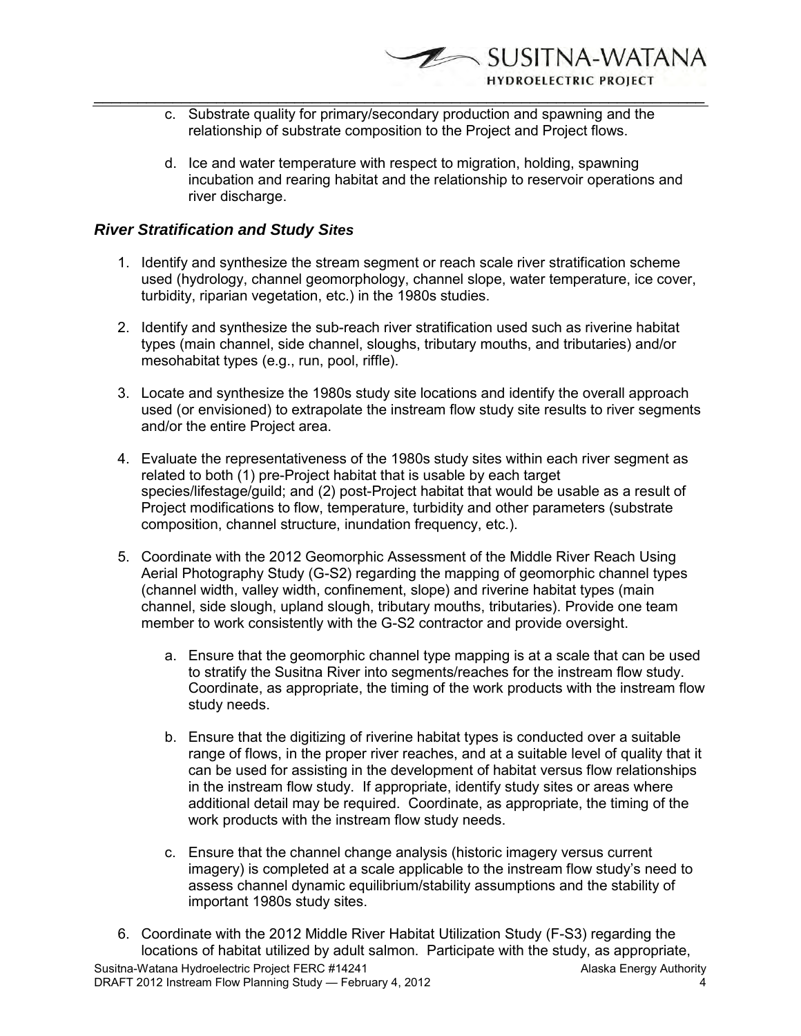c. Substrate quality for primary/secondary production and spawning and the relationship of substrate composition to the Project and Project flows.

d. Ice and water temperature with respect to migration, holding, spawning incubation and rearing habitat and the relationship to reservoir operations and river discharge.

### *River Stratification and Study Sites*

1. Identify and synthesize the stream segment or reach scale river stratification scheme used (hydrology, channel geomorphology, channel slope, water temperature, ice cover, turbidity, riparian vegetation, etc.) in the 1980s studies.

2. Identify and synthesize the sub-reach river stratification used such as riverine habitat types (main channel, side channel, sloughs, tributary mouths, and tributaries) and/or mesohabitat types (e.g., run, pool, riffle).

3. Locate and synthesize the 1980s study site locations and identify the overall approach used (or envisioned) to extrapolate the instream flow study site results to river segments and/or the entire Project area.

4. Evaluate the representativeness of the 1980s study sites within each river segment as related to both (1) pre-Project habitat that is usable by each target species/lifestage/guild; and (2) post-Project habitat that would be usable as a result of Project modifications to flow, temperature, turbidity and other parameters (substrate composition, channel structure, inundation frequency, etc.).

5. Coordinate with the 2012 Geomorphic Assessment of the Middle River Reach Using Aerial Photography Study (G-S2) regarding the mapping of geomorphic channel types (channel width, valley width, confinement, slope) and riverine habitat types (main channel, side slough, upland slough, tributary mouths, tributaries). Provide one team member to work consistently with the G-S2 contractor and provide oversight.

   a. Ensure that the geomorphic channel type mapping is at a scale that can be used to stratify the Susitna River into segments/reaches for the instream flow study. Coordinate, as appropriate, the timing of the work products with the instream flow study needs.

   b. Ensure that the digitizing of riverine habitat types is conducted over a suitable range of flows, in the proper river reaches, and at a suitable level of quality that it can be used for assisting in the development of habitat versus flow relationships in the instream flow study. If appropriate, identify study sites or areas where additional detail may be required. Coordinate, as appropriate, the timing of the work products with the instream flow study needs.

   c. Ensure that the channel change analysis (historic imagery versus current imagery) is completed at a scale applicable to the instream flow study's need to assess channel dynamic equilibrium/stability assumptions and the stability of important 1980s study sites.

6. Coordinate with the 2012 Middle River Habitat Utilization Study (F-S3) regarding the locations of habitat utilized by adult salmon. Participate with the study, as appropriate,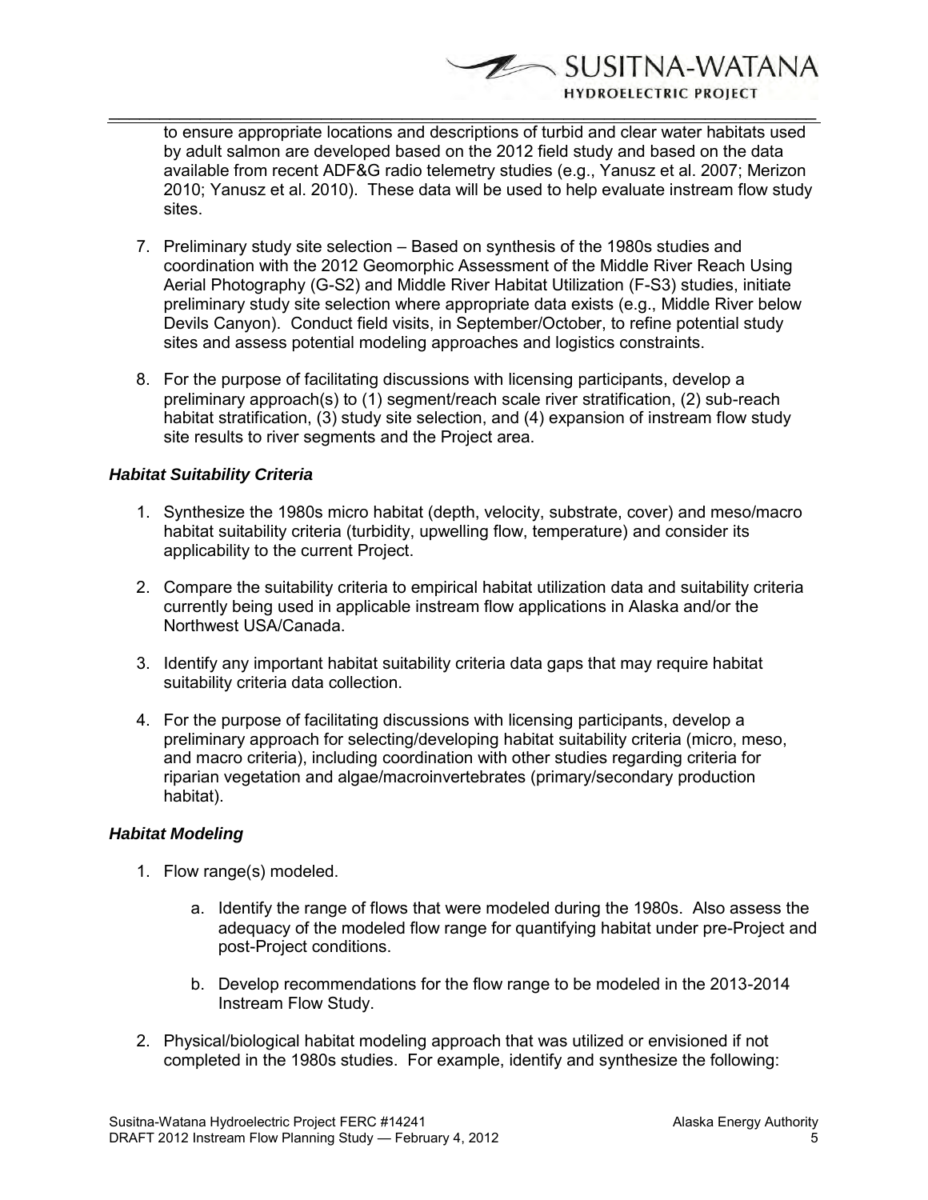to ensure appropriate locations and descriptions of turbid and clear water habitats used by adult salmon are developed based on the 2012 field study and based on the data available from recent ADF&G radio telemetry studies (e.g., Yanusz et al. 2007; Merizon 2010; Yanusz et al. 2010). These data will be used to help evaluate instream flow study sites.

7. Preliminary study site selection – Based on synthesis of the 1980s studies and coordination with the 2012 Geomorphic Assessment of the Middle River Reach Using Aerial Photography (G-S2) and Middle River Habitat Utilization (F-S3) studies, initiate preliminary study site selection where appropriate data exists (e.g., Middle River below Devils Canyon). Conduct field visits, in September/October, to refine potential study sites and assess potential modeling approaches and logistics constraints.

8. For the purpose of facilitating discussions with licensing participants, develop a preliminary approach(s) to (1) segment/reach scale river stratification, (2) sub-reach habitat stratification, (3) study site selection, and (4) expansion of instream flow study site results to river segments and the Project area.

### *Habitat Suitability Criteria*

1. Synthesize the 1980s micro habitat (depth, velocity, substrate, cover) and meso/macro habitat suitability criteria (turbidity, upwelling flow, temperature) and consider its applicability to the current Project.

2. Compare the suitability criteria to empirical habitat utilization data and suitability criteria currently being used in applicable instream flow applications in Alaska and/or the Northwest USA/Canada.

3. Identify any important habitat suitability criteria data gaps that may require habitat suitability criteria data collection.

4. For the purpose of facilitating discussions with licensing participants, develop a preliminary approach for selecting/developing habitat suitability criteria (micro, meso, and macro criteria), including coordination with other studies regarding criteria for riparian vegetation and algae/macroinvertebrates (primary/secondary production habitat).

### *Habitat Modeling*

1. Flow range(s) modeled.

   a. Identify the range of flows that were modeled during the 1980s. Also assess the adequacy of the modeled flow range for quantifying habitat under pre-Project and post-Project conditions.

   b. Develop recommendations for the flow range to be modeled in the 2013-2014 Instream Flow Study.

2. Physical/biological habitat modeling approach that was utilized or envisioned if not completed in the 1980s studies. For example, identify and synthesize the following: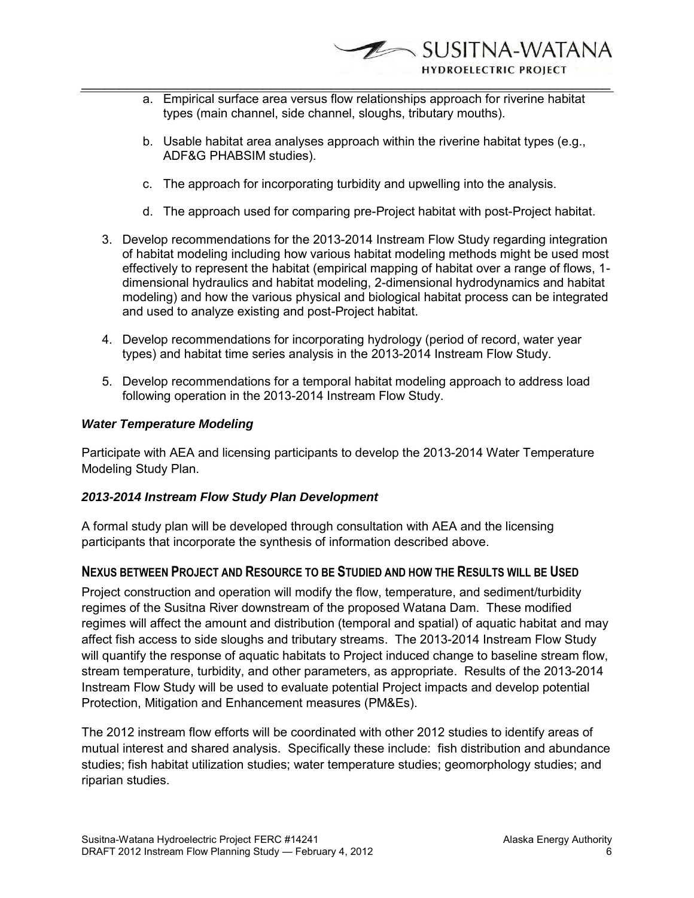a. Empirical surface area versus flow relationships approach for riverine habitat types (main channel, side channel, sloughs, tributary mouths).

   b. Usable habitat area analyses approach within the riverine habitat types (e.g., ADF&G PHABSIM studies).

   c. The approach for incorporating turbidity and upwelling into the analysis.

   d. The approach used for comparing pre-Project habitat with post-Project habitat.

3. Develop recommendations for the 2013-2014 Instream Flow Study regarding integration of habitat modeling including how various habitat modeling methods might be used most effectively to represent the habitat (empirical mapping of habitat over a range of flows, 1-dimensional hydraulics and habitat modeling, 2-dimensional hydrodynamics and habitat modeling) and how the various physical and biological habitat process can be integrated and used to analyze existing and post-Project habitat.

4. Develop recommendations for incorporating hydrology (period of record, water year types) and habitat time series analysis in the 2013-2014 Instream Flow Study.

5. Develop recommendations for a temporal habitat modeling approach to address load following operation in the 2013-2014 Instream Flow Study.

***Water Temperature Modeling***

Participate with AEA and licensing participants to develop the 2013-2014 Water Temperature Modeling Study Plan.

***2013-2014 Instream Flow Study Plan Development***

A formal study plan will be developed through consultation with AEA and the licensing participants that incorporate the synthesis of information described above.

## NEXUS BETWEEN PROJECT AND RESOURCE TO BE STUDIED AND HOW THE RESULTS WILL BE USED

Project construction and operation will modify the flow, temperature, and sediment/turbidity regimes of the Susitna River downstream of the proposed Watana Dam. These modified regimes will affect the amount and distribution (temporal and spatial) of aquatic habitat and may affect fish access to side sloughs and tributary streams. The 2013-2014 Instream Flow Study will quantify the response of aquatic habitats to Project induced change to baseline stream flow, stream temperature, turbidity, and other parameters, as appropriate. Results of the 2013-2014 Instream Flow Study will be used to evaluate potential Project impacts and develop potential Protection, Mitigation and Enhancement measures (PM&Es).

The 2012 instream flow efforts will be coordinated with other 2012 studies to identify areas of mutual interest and shared analysis. Specifically these include: fish distribution and abundance studies; fish habitat utilization studies; water temperature studies; geomorphology studies; and riparian studies.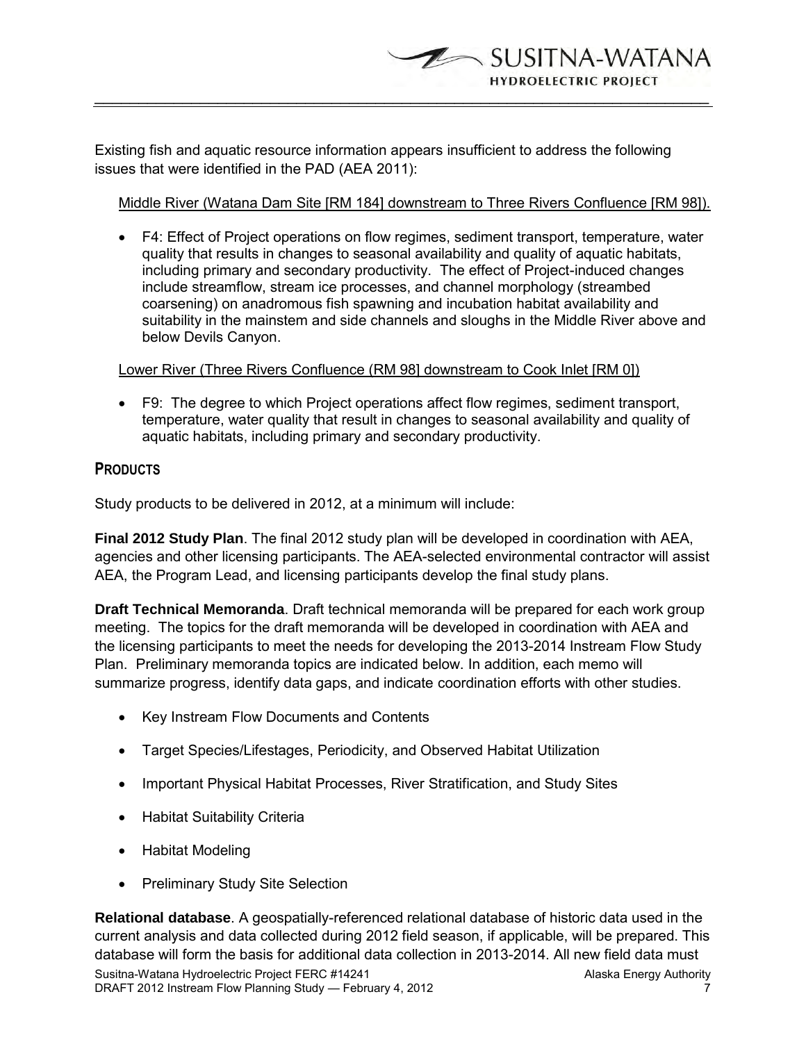Existing fish and aquatic resource information appears insufficient to address the following issues that were identified in the PAD (AEA 2011):

Middle River (Watana Dam Site [RM 184] downstream to Three Rivers Confluence [RM 98]).

- F4: Effect of Project operations on flow regimes, sediment transport, temperature, water quality that results in changes to seasonal availability and quality of aquatic habitats, including primary and secondary productivity. The effect of Project-induced changes include streamflow, stream ice processes, and channel morphology (streambed coarsening) on anadromous fish spawning and incubation habitat availability and suitability in the mainstem and side channels and sloughs in the Middle River above and below Devils Canyon.

Lower River (Three Rivers Confluence (RM 98] downstream to Cook Inlet [RM 0])

- F9: The degree to which Project operations affect flow regimes, sediment transport, temperature, water quality that result in changes to seasonal availability and quality of aquatic habitats, including primary and secondary productivity.

## PRODUCTS

Study products to be delivered in 2012, at a minimum will include:

**Final 2012 Study Plan**. The final 2012 study plan will be developed in coordination with AEA, agencies and other licensing participants. The AEA-selected environmental contractor will assist AEA, the Program Lead, and licensing participants develop the final study plans.

**Draft Technical Memoranda**. Draft technical memoranda will be prepared for each work group meeting. The topics for the draft memoranda will be developed in coordination with AEA and the licensing participants to meet the needs for developing the 2013-2014 Instream Flow Study Plan. Preliminary memoranda topics are indicated below. In addition, each memo will summarize progress, identify data gaps, and indicate coordination efforts with other studies.

- Key Instream Flow Documents and Contents
- Target Species/Lifestages, Periodicity, and Observed Habitat Utilization
- Important Physical Habitat Processes, River Stratification, and Study Sites
- Habitat Suitability Criteria
- Habitat Modeling
- Preliminary Study Site Selection

**Relational database**. A geospatially-referenced relational database of historic data used in the current analysis and data collected during 2012 field season, if applicable, will be prepared. This database will form the basis for additional data collection in 2013-2014. All new field data must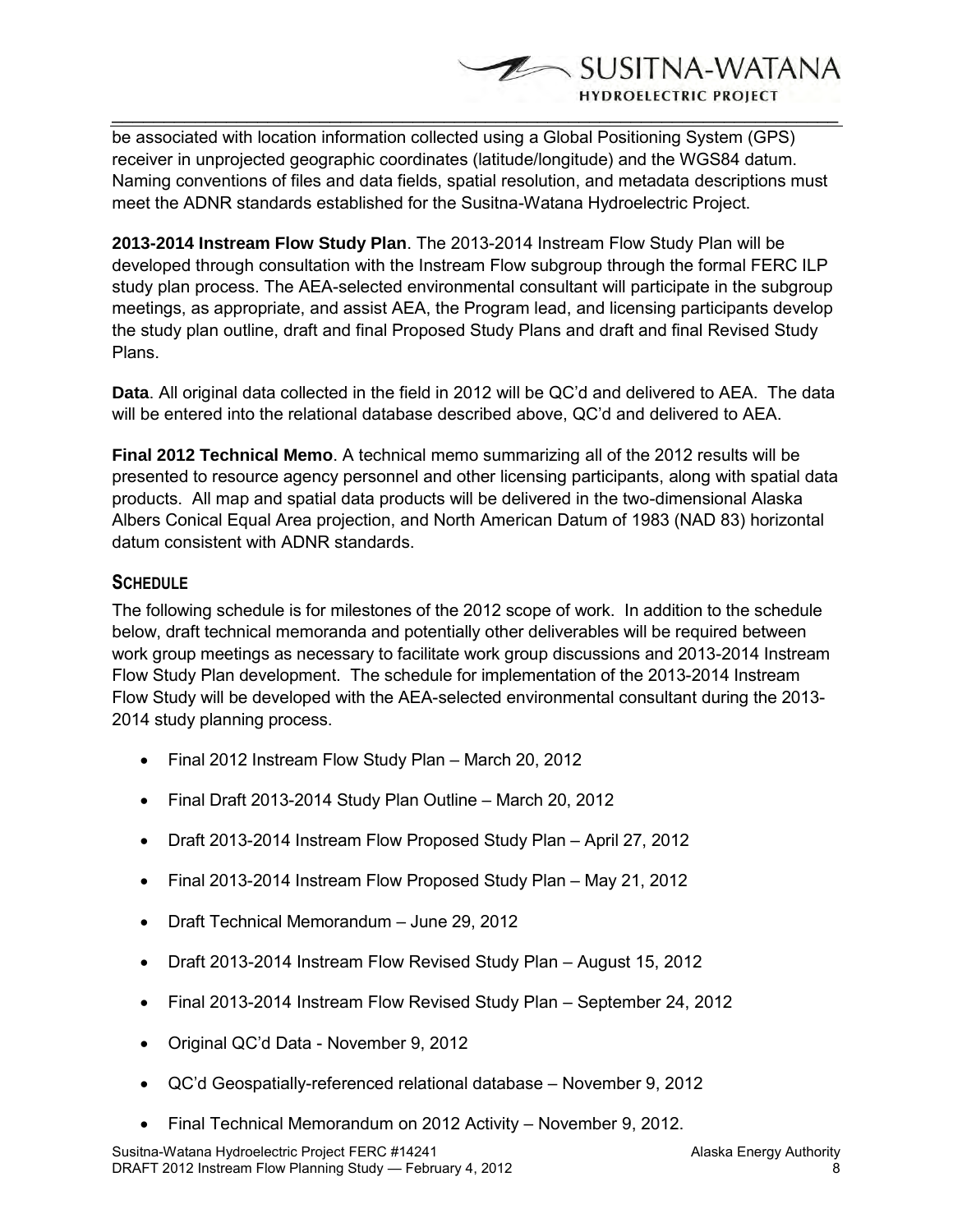be associated with location information collected using a Global Positioning System (GPS) receiver in unprojected geographic coordinates (latitude/longitude) and the WGS84 datum. Naming conventions of files and data fields, spatial resolution, and metadata descriptions must meet the ADNR standards established for the Susitna-Watana Hydroelectric Project.

**2013-2014 Instream Flow Study Plan**. The 2013-2014 Instream Flow Study Plan will be developed through consultation with the Instream Flow subgroup through the formal FERC ILP study plan process. The AEA-selected environmental consultant will participate in the subgroup meetings, as appropriate, and assist AEA, the Program lead, and licensing participants develop the study plan outline, draft and final Proposed Study Plans and draft and final Revised Study Plans.

**Data**. All original data collected in the field in 2012 will be QC'd and delivered to AEA. The data will be entered into the relational database described above, QC'd and delivered to AEA.

**Final 2012 Technical Memo**. A technical memo summarizing all of the 2012 results will be presented to resource agency personnel and other licensing participants, along with spatial data products. All map and spatial data products will be delivered in the two-dimensional Alaska Albers Conical Equal Area projection, and North American Datum of 1983 (NAD 83) horizontal datum consistent with ADNR standards.

## SCHEDULE

The following schedule is for milestones of the 2012 scope of work. In addition to the schedule below, draft technical memoranda and potentially other deliverables will be required between work group meetings as necessary to facilitate work group discussions and 2013-2014 Instream Flow Study Plan development. The schedule for implementation of the 2013-2014 Instream Flow Study will be developed with the AEA-selected environmental consultant during the 2013-2014 study planning process.

- Final 2012 Instream Flow Study Plan – March 20, 2012
- Final Draft 2013-2014 Study Plan Outline – March 20, 2012
- Draft 2013-2014 Instream Flow Proposed Study Plan – April 27, 2012
- Final 2013-2014 Instream Flow Proposed Study Plan – May 21, 2012
- Draft Technical Memorandum – June 29, 2012
- Draft 2013-2014 Instream Flow Revised Study Plan – August 15, 2012
- Final 2013-2014 Instream Flow Revised Study Plan – September 24, 2012
- Original QC'd Data - November 9, 2012
- QC'd Geospatially-referenced relational database – November 9, 2012
- Final Technical Memorandum on 2012 Activity – November 9, 2012.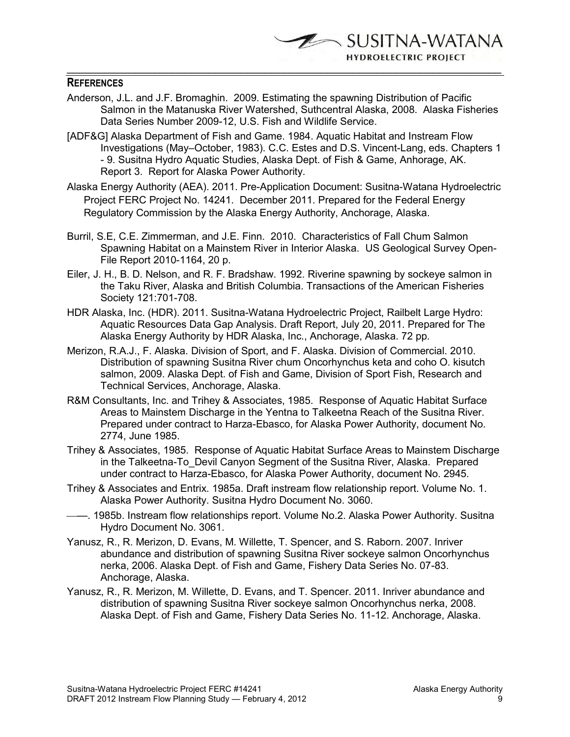## REFERENCES

Anderson, J.L. and J.F. Bromaghin. 2009. Estimating the spawning Distribution of Pacific Salmon in the Matanuska River Watershed, Suthcentral Alaska, 2008. Alaska Fisheries Data Series Number 2009-12, U.S. Fish and Wildlife Service.

[ADF&G] Alaska Department of Fish and Game. 1984. Aquatic Habitat and Instream Flow Investigations (May–October, 1983). C.C. Estes and D.S. Vincent-Lang, eds. Chapters 1 - 9. Susitna Hydro Aquatic Studies, Alaska Dept. of Fish & Game, Anhorage, AK. Report 3. Report for Alaska Power Authority.

Alaska Energy Authority (AEA). 2011. Pre-Application Document: Susitna-Watana Hydroelectric Project FERC Project No. 14241. December 2011. Prepared for the Federal Energy Regulatory Commission by the Alaska Energy Authority, Anchorage, Alaska.

Burril, S.E, C.E. Zimmerman, and J.E. Finn. 2010. Characteristics of Fall Chum Salmon Spawning Habitat on a Mainstem River in Interior Alaska. US Geological Survey Open-File Report 2010-1164, 20 p.

Eiler, J. H., B. D. Nelson, and R. F. Bradshaw. 1992. Riverine spawning by sockeye salmon in the Taku River, Alaska and British Columbia. Transactions of the American Fisheries Society 121:701-708.

HDR Alaska, Inc. (HDR). 2011. Susitna-Watana Hydroelectric Project, Railbelt Large Hydro: Aquatic Resources Data Gap Analysis. Draft Report, July 20, 2011. Prepared for The Alaska Energy Authority by HDR Alaska, Inc., Anchorage, Alaska. 72 pp.

Merizon, R.A.J., F. Alaska. Division of Sport, and F. Alaska. Division of Commercial. 2010. Distribution of spawning Susitna River chum Oncorhynchus keta and coho O. kisutch salmon, 2009. Alaska Dept. of Fish and Game, Division of Sport Fish, Research and Technical Services, Anchorage, Alaska.

R&M Consultants, Inc. and Trihey & Associates, 1985. Response of Aquatic Habitat Surface Areas to Mainstem Discharge in the Yentna to Talkeetna Reach of the Susitna River. Prepared under contract to Harza-Ebasco, for Alaska Power Authority, document No. 2774, June 1985.

Trihey & Associates, 1985. Response of Aquatic Habitat Surface Areas to Mainstem Discharge in the Talkeetna-To_Devil Canyon Segment of the Susitna River, Alaska. Prepared under contract to Harza-Ebasco, for Alaska Power Authority, document No. 2945.

Trihey & Associates and Entrix. 1985a. Draft instream flow relationship report. Volume No. 1. Alaska Power Authority. Susitna Hydro Document No. 3060.

——. 1985b. Instream flow relationships report. Volume No.2. Alaska Power Authority. Susitna Hydro Document No. 3061.

Yanusz, R., R. Merizon, D. Evans, M. Willette, T. Spencer, and S. Raborn. 2007. Inriver abundance and distribution of spawning Susitna River sockeye salmon Oncorhynchus nerka, 2006. Alaska Dept. of Fish and Game, Fishery Data Series No. 07-83. Anchorage, Alaska.

Yanusz, R., R. Merizon, M. Willette, D. Evans, and T. Spencer. 2011. Inriver abundance and distribution of spawning Susitna River sockeye salmon Oncorhynchus nerka, 2008. Alaska Dept. of Fish and Game, Fishery Data Series No. 11-12. Anchorage, Alaska.